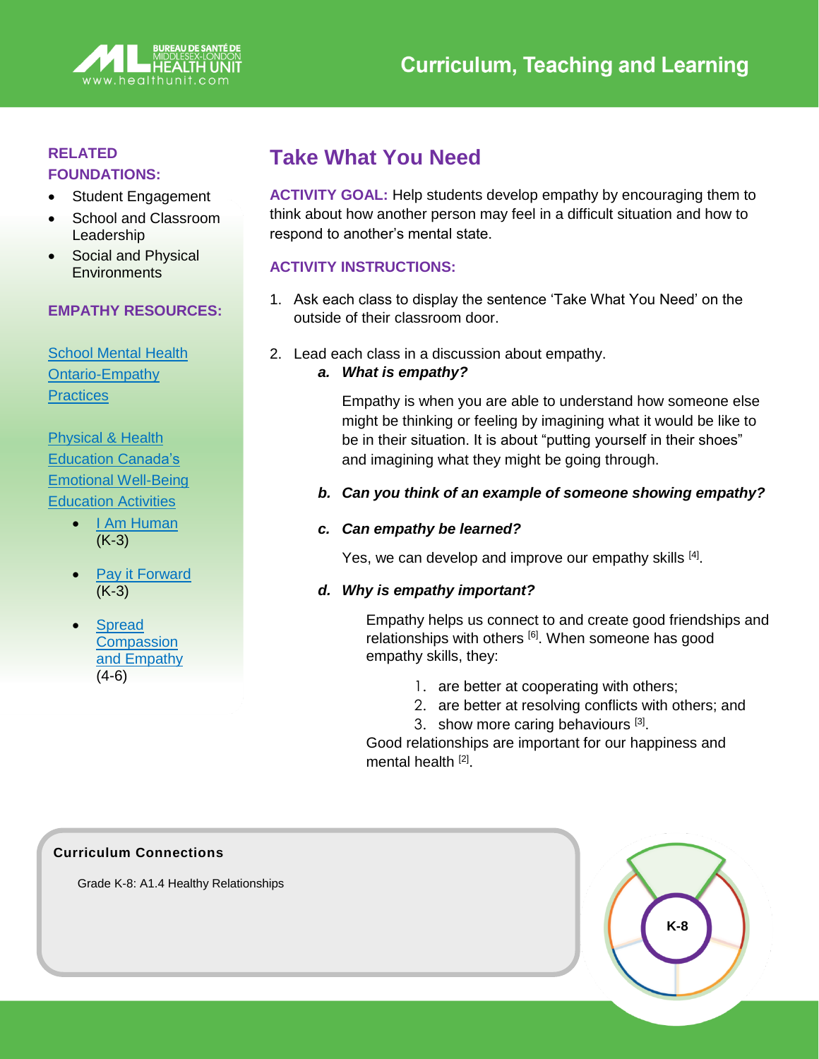# Take What You Need

**ACTIVITY GOAL:** Help students develop empathy by encouraging them to think about how another person may feel in a difficult situation and how to respond to another's mental state.

**ACTIVITY INSTRUCTIONS:**

1. Ask each class to display the sentence 'Take What You Need' on the outside of their classroom door.

2. Lead each class in a discussion about empathy.

   a. ***What is empathy?***

      Empathy is when you are able to understand how someone else might be thinking or feeling by imagining what it would be like to be in their situation. It is about "putting yourself in their shoes" and imagining what they might be going through.

   b. ***Can you think of an example of someone showing empathy?***

   c. ***Can empathy be learned?***

      Yes, we can develop and improve our empathy skills [4].

   d. ***Why is empathy important?***

      Empathy helps us connect to and create good friendships and relationships with others [6]. When someone has good empathy skills, they:

      1. are better at cooperating with others;
      2. are better at resolving conflicts with others; and
      3. show more caring behaviours [3].

      Good relationships are important for our happiness and mental health [2].

**RELATED FOUNDATIONS:**

- Student Engagement
- School and Classroom Leadership
- Social and Physical Environments

**EMPATHY RESOURCES:**

School Mental Health Ontario-Empathy Practices

Physical & Health Education Canada's Emotional Well-Being Education Activities

- I Am Human (K-3)
- Pay it Forward (K-3)
- Spread Compassion and Empathy (4-6)

**Curriculum Connections**

Grade K-8: A1.4 Healthy Relationships

K-8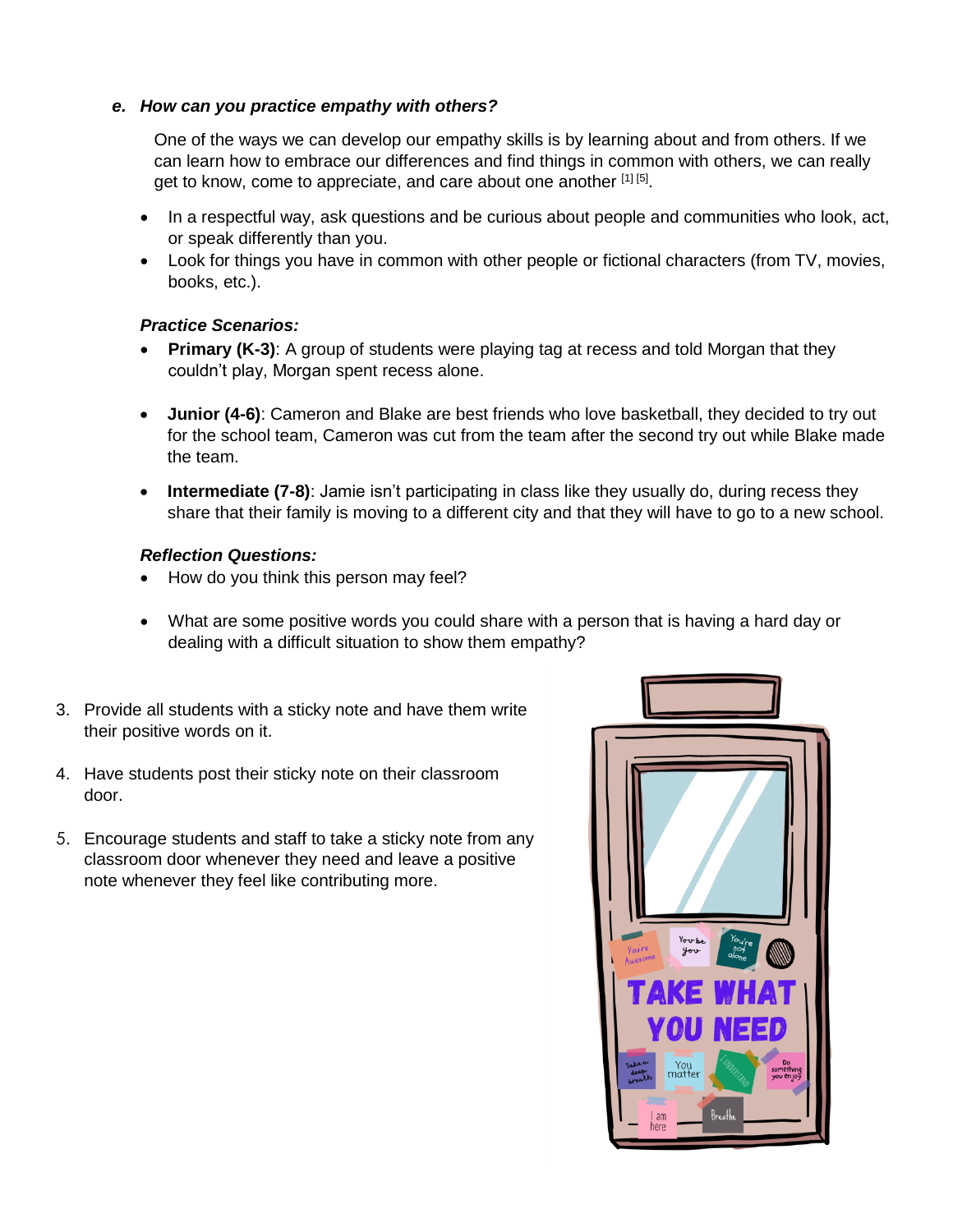*e.* ***How can you practice empathy with others?***

One of the ways we can develop our empathy skills is by learning about and from others. If we can learn how to embrace our differences and find things in common with others, we can really get to know, come to appreciate, and care about one another [1] [5].

- In a respectful way, ask questions and be curious about people and communities who look, act, or speak differently than you.
- Look for things you have in common with other people or fictional characters (from TV, movies, books, etc.).

***Practice Scenarios:***

- **Primary (K-3)**: A group of students were playing tag at recess and told Morgan that they couldn't play, Morgan spent recess alone.
- **Junior (4-6)**: Cameron and Blake are best friends who love basketball, they decided to try out for the school team, Cameron was cut from the team after the second try out while Blake made the team.
- **Intermediate (7-8)**: Jamie isn't participating in class like they usually do, during recess they share that their family is moving to a different city and that they will have to go to a new school.

***Reflection Questions:***

- How do you think this person may feel?
- What are some positive words you could share with a person that is having a hard day or dealing with a difficult situation to show them empathy?

3. Provide all students with a sticky note and have them write their positive words on it.
4. Have students post their sticky note on their classroom door.
5. Encourage students and staff to take a sticky note from any classroom door whenever they need and leave a positive note whenever they feel like contributing more.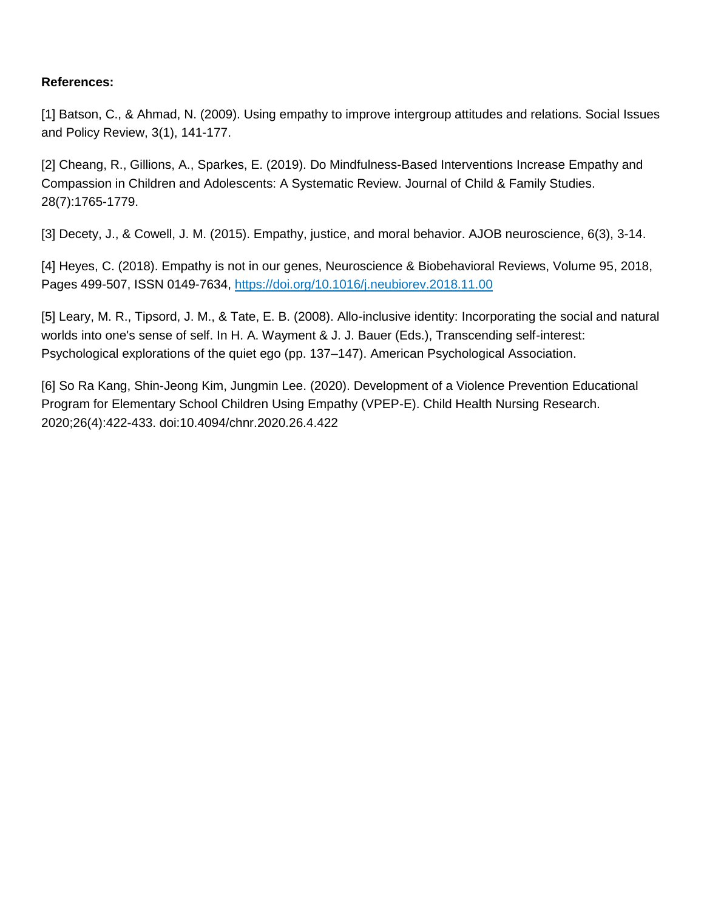**References:**

[1] Batson, C., & Ahmad, N. (2009). Using empathy to improve intergroup attitudes and relations. Social Issues and Policy Review, 3(1), 141-177.

[2] Cheang, R., Gillions, A., Sparkes, E. (2019). Do Mindfulness-Based Interventions Increase Empathy and Compassion in Children and Adolescents: A Systematic Review. Journal of Child & Family Studies. 28(7):1765-1779.

[3] Decety, J., & Cowell, J. M. (2015). Empathy, justice, and moral behavior. AJOB neuroscience, 6(3), 3-14.

[4] Heyes, C. (2018). Empathy is not in our genes, Neuroscience & Biobehavioral Reviews, Volume 95, 2018, Pages 499-507, ISSN 0149-7634, https://doi.org/10.1016/j.neubiorev.2018.11.00

[5] Leary, M. R., Tipsord, J. M., & Tate, E. B. (2008). Allo-inclusive identity: Incorporating the social and natural worlds into one's sense of self. In H. A. Wayment & J. J. Bauer (Eds.), Transcending self-interest: Psychological explorations of the quiet ego (pp. 137–147). American Psychological Association.

[6] So Ra Kang, Shin-Jeong Kim, Jungmin Lee. (2020). Development of a Violence Prevention Educational Program for Elementary School Children Using Empathy (VPEP-E). Child Health Nursing Research. 2020;26(4):422-433. doi:10.4094/chnr.2020.26.4.422